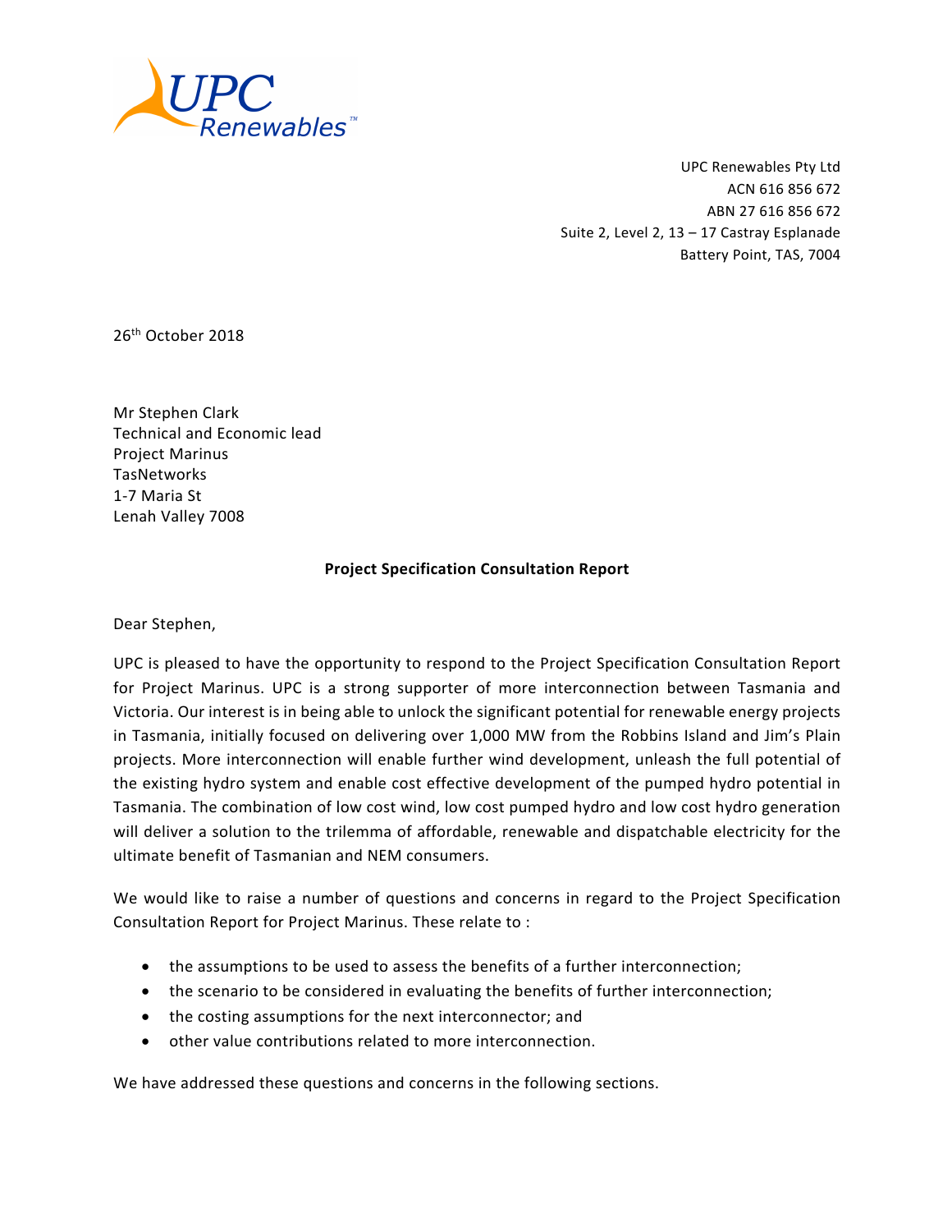UPC Renewables Pty Ltd
ACN 616 856 672
ABN 27 616 856 672
Suite 2, Level 2, 13 – 17 Castray Esplanade
Battery Point, TAS, 7004

26th October 2018

Mr Stephen Clark
Technical and Economic lead
Project Marinus
TasNetworks
1-7 Maria St
Lenah Valley 7008

**Project Specification Consultation Report**

Dear Stephen,

UPC is pleased to have the opportunity to respond to the Project Specification Consultation Report for Project Marinus. UPC is a strong supporter of more interconnection between Tasmania and Victoria. Our interest is in being able to unlock the significant potential for renewable energy projects in Tasmania, initially focused on delivering over 1,000 MW from the Robbins Island and Jim's Plain projects. More interconnection will enable further wind development, unleash the full potential of the existing hydro system and enable cost effective development of the pumped hydro potential in Tasmania. The combination of low cost wind, low cost pumped hydro and low cost hydro generation will deliver a solution to the trilemma of affordable, renewable and dispatchable electricity for the ultimate benefit of Tasmanian and NEM consumers.

We would like to raise a number of questions and concerns in regard to the Project Specification Consultation Report for Project Marinus. These relate to :

- the assumptions to be used to assess the benefits of a further interconnection;
- the scenario to be considered in evaluating the benefits of further interconnection;
- the costing assumptions for the next interconnector; and
- other value contributions related to more interconnection.

We have addressed these questions and concerns in the following sections.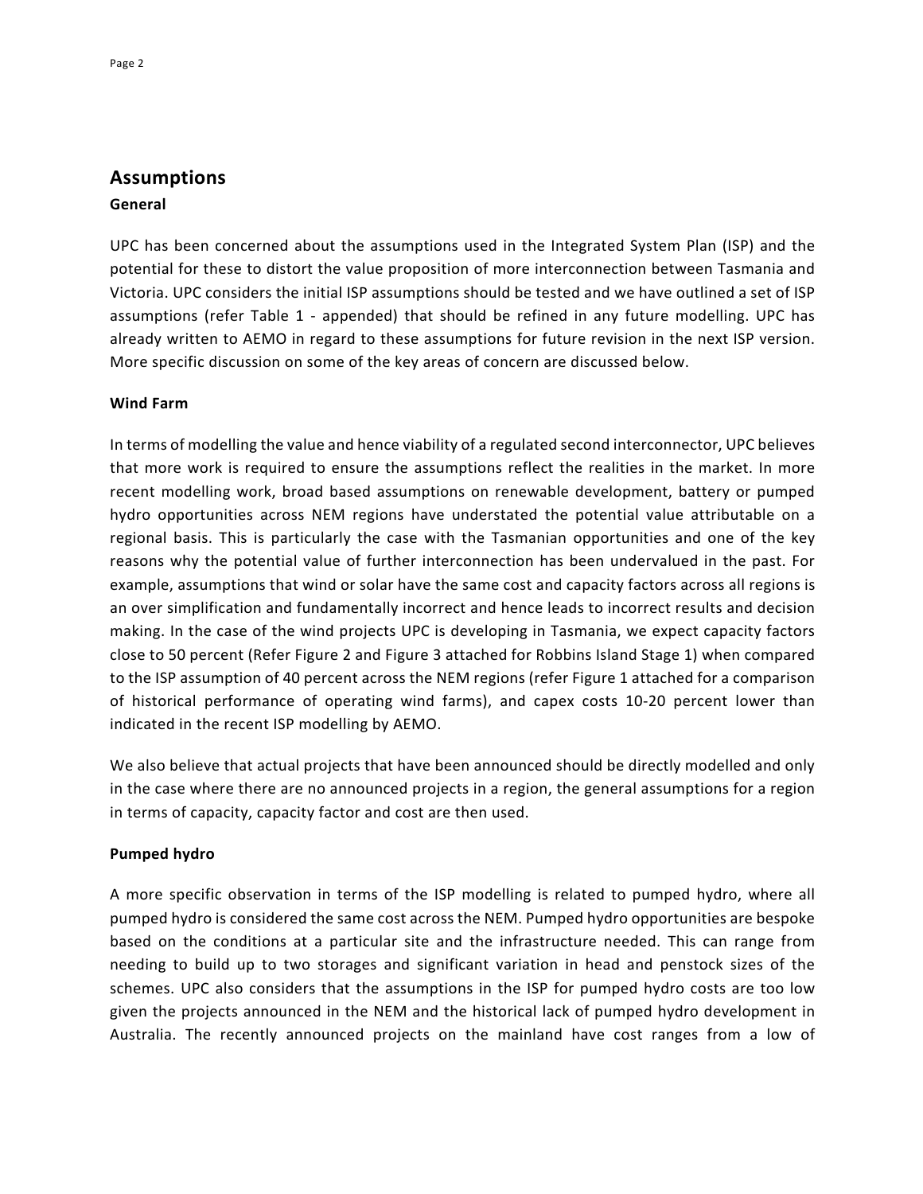## Assumptions

### General

UPC has been concerned about the assumptions used in the Integrated System Plan (ISP) and the potential for these to distort the value proposition of more interconnection between Tasmania and Victoria. UPC considers the initial ISP assumptions should be tested and we have outlined a set of ISP assumptions (refer Table 1 - appended) that should be refined in any future modelling. UPC has already written to AEMO in regard to these assumptions for future revision in the next ISP version. More specific discussion on some of the key areas of concern are discussed below.

### Wind Farm

In terms of modelling the value and hence viability of a regulated second interconnector, UPC believes that more work is required to ensure the assumptions reflect the realities in the market. In more recent modelling work, broad based assumptions on renewable development, battery or pumped hydro opportunities across NEM regions have understated the potential value attributable on a regional basis. This is particularly the case with the Tasmanian opportunities and one of the key reasons why the potential value of further interconnection has been undervalued in the past. For example, assumptions that wind or solar have the same cost and capacity factors across all regions is an over simplification and fundamentally incorrect and hence leads to incorrect results and decision making. In the case of the wind projects UPC is developing in Tasmania, we expect capacity factors close to 50 percent (Refer Figure 2 and Figure 3 attached for Robbins Island Stage 1) when compared to the ISP assumption of 40 percent across the NEM regions (refer Figure 1 attached for a comparison of historical performance of operating wind farms), and capex costs 10-20 percent lower than indicated in the recent ISP modelling by AEMO.

We also believe that actual projects that have been announced should be directly modelled and only in the case where there are no announced projects in a region, the general assumptions for a region in terms of capacity, capacity factor and cost are then used.

### Pumped hydro

A more specific observation in terms of the ISP modelling is related to pumped hydro, where all pumped hydro is considered the same cost across the NEM. Pumped hydro opportunities are bespoke based on the conditions at a particular site and the infrastructure needed. This can range from needing to build up to two storages and significant variation in head and penstock sizes of the schemes. UPC also considers that the assumptions in the ISP for pumped hydro costs are too low given the projects announced in the NEM and the historical lack of pumped hydro development in Australia. The recently announced projects on the mainland have cost ranges from a low of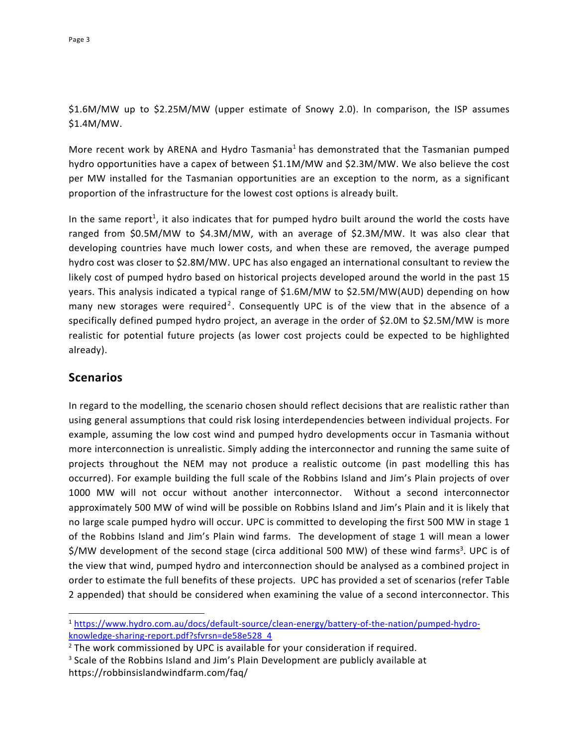$1.6M/MW up to $2.25M/MW (upper estimate of Snowy 2.0). In comparison, the ISP assumes $1.4M/MW.

More recent work by ARENA and Hydro Tasmania[1] has demonstrated that the Tasmanian pumped hydro opportunities have a capex of between $1.1M/MW and $2.3M/MW. We also believe the cost per MW installed for the Tasmanian opportunities are an exception to the norm, as a significant proportion of the infrastructure for the lowest cost options is already built.

In the same report[1], it also indicates that for pumped hydro built around the world the costs have ranged from $0.5M/MW to $4.3M/MW, with an average of $2.3M/MW. It was also clear that developing countries have much lower costs, and when these are removed, the average pumped hydro cost was closer to $2.8M/MW. UPC has also engaged an international consultant to review the likely cost of pumped hydro based on historical projects developed around the world in the past 15 years. This analysis indicated a typical range of $1.6M/MW to $2.5M/MW(AUD) depending on how many new storages were required[2]. Consequently UPC is of the view that in the absence of a specifically defined pumped hydro project, an average in the order of $2.0M to $2.5M/MW is more realistic for potential future projects (as lower cost projects could be expected to be highlighted already).

## Scenarios

In regard to the modelling, the scenario chosen should reflect decisions that are realistic rather than using general assumptions that could risk losing interdependencies between individual projects. For example, assuming the low cost wind and pumped hydro developments occur in Tasmania without more interconnection is unrealistic. Simply adding the interconnector and running the same suite of projects throughout the NEM may not produce a realistic outcome (in past modelling this has occurred). For example building the full scale of the Robbins Island and Jim's Plain projects of over 1000 MW will not occur without another interconnector. Without a second interconnector approximately 500 MW of wind will be possible on Robbins Island and Jim's Plain and it is likely that no large scale pumped hydro will occur. UPC is committed to developing the first 500 MW in stage 1 of the Robbins Island and Jim's Plain wind farms. The development of stage 1 will mean a lower $/MW development of the second stage (circa additional 500 MW) of these wind farms[3]. UPC is of the view that wind, pumped hydro and interconnection should be analysed as a combined project in order to estimate the full benefits of these projects. UPC has provided a set of scenarios (refer Table 2 appended) that should be considered when examining the value of a second interconnector. This

---

[1] https://www.hydro.com.au/docs/default-source/clean-energy/battery-of-the-nation/pumped-hydro-knowledge-sharing-report.pdf?sfvrsn=de58e528_4

[2] The work commissioned by UPC is available for your consideration if required.

[3] Scale of the Robbins Island and Jim's Plain Development are publicly available at https://robbinsislandwindfarm.com/faq/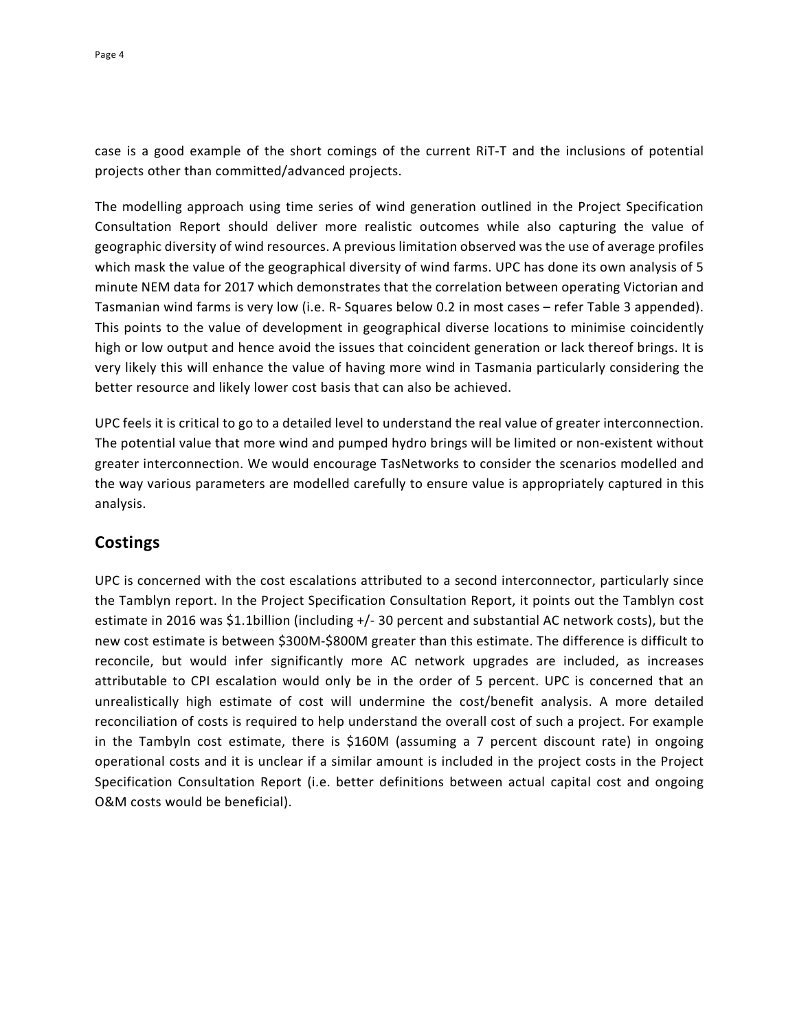case is a good example of the short comings of the current RiT-T and the inclusions of potential projects other than committed/advanced projects.

The modelling approach using time series of wind generation outlined in the Project Specification Consultation Report should deliver more realistic outcomes while also capturing the value of geographic diversity of wind resources. A previous limitation observed was the use of average profiles which mask the value of the geographical diversity of wind farms. UPC has done its own analysis of 5 minute NEM data for 2017 which demonstrates that the correlation between operating Victorian and Tasmanian wind farms is very low (i.e. R- Squares below 0.2 in most cases – refer Table 3 appended). This points to the value of development in geographical diverse locations to minimise coincidently high or low output and hence avoid the issues that coincident generation or lack thereof brings. It is very likely this will enhance the value of having more wind in Tasmania particularly considering the better resource and likely lower cost basis that can also be achieved.

UPC feels it is critical to go to a detailed level to understand the real value of greater interconnection. The potential value that more wind and pumped hydro brings will be limited or non-existent without greater interconnection. We would encourage TasNetworks to consider the scenarios modelled and the way various parameters are modelled carefully to ensure value is appropriately captured in this analysis.

## Costings

UPC is concerned with the cost escalations attributed to a second interconnector, particularly since the Tamblyn report. In the Project Specification Consultation Report, it points out the Tamblyn cost estimate in 2016 was $1.1billion (including +/- 30 percent and substantial AC network costs), but the new cost estimate is between $300M-$800M greater than this estimate. The difference is difficult to reconcile, but would infer significantly more AC network upgrades are included, as increases attributable to CPI escalation would only be in the order of 5 percent. UPC is concerned that an unrealistically high estimate of cost will undermine the cost/benefit analysis. A more detailed reconciliation of costs is required to help understand the overall cost of such a project. For example in the Tambyln cost estimate, there is $160M (assuming a 7 percent discount rate) in ongoing operational costs and it is unclear if a similar amount is included in the project costs in the Project Specification Consultation Report (i.e. better definitions between actual capital cost and ongoing O&M costs would be beneficial).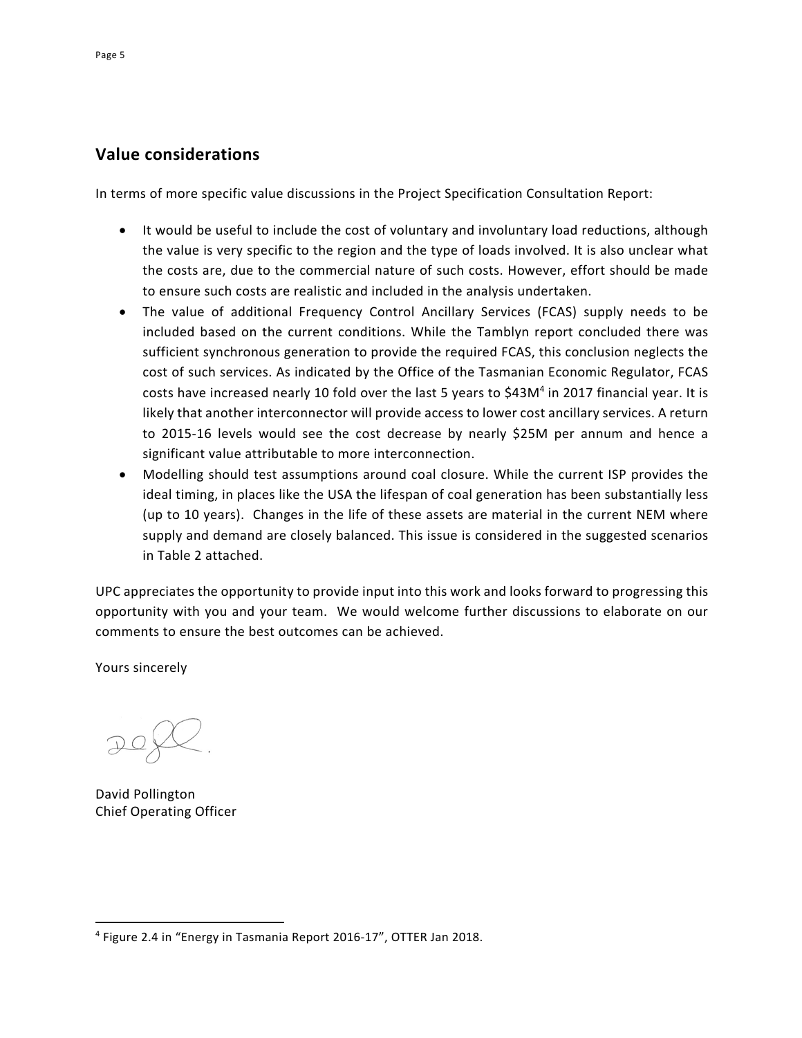## Value considerations

In terms of more specific value discussions in the Project Specification Consultation Report:

- It would be useful to include the cost of voluntary and involuntary load reductions, although the value is very specific to the region and the type of loads involved. It is also unclear what the costs are, due to the commercial nature of such costs. However, effort should be made to ensure such costs are realistic and included in the analysis undertaken.
- The value of additional Frequency Control Ancillary Services (FCAS) supply needs to be included based on the current conditions. While the Tamblyn report concluded there was sufficient synchronous generation to provide the required FCAS, this conclusion neglects the cost of such services. As indicated by the Office of the Tasmanian Economic Regulator, FCAS costs have increased nearly 10 fold over the last 5 years to $43M[4] in 2017 financial year. It is likely that another interconnector will provide access to lower cost ancillary services. A return to 2015-16 levels would see the cost decrease by nearly $25M per annum and hence a significant value attributable to more interconnection.
- Modelling should test assumptions around coal closure. While the current ISP provides the ideal timing, in places like the USA the lifespan of coal generation has been substantially less (up to 10 years). Changes in the life of these assets are material in the current NEM where supply and demand are closely balanced. This issue is considered in the suggested scenarios in Table 2 attached.

UPC appreciates the opportunity to provide input into this work and looks forward to progressing this opportunity with you and your team. We would welcome further discussions to elaborate on our comments to ensure the best outcomes can be achieved.

Yours sincerely

David Pollington
Chief Operating Officer

[4] Figure 2.4 in "Energy in Tasmania Report 2016-17", OTTER Jan 2018.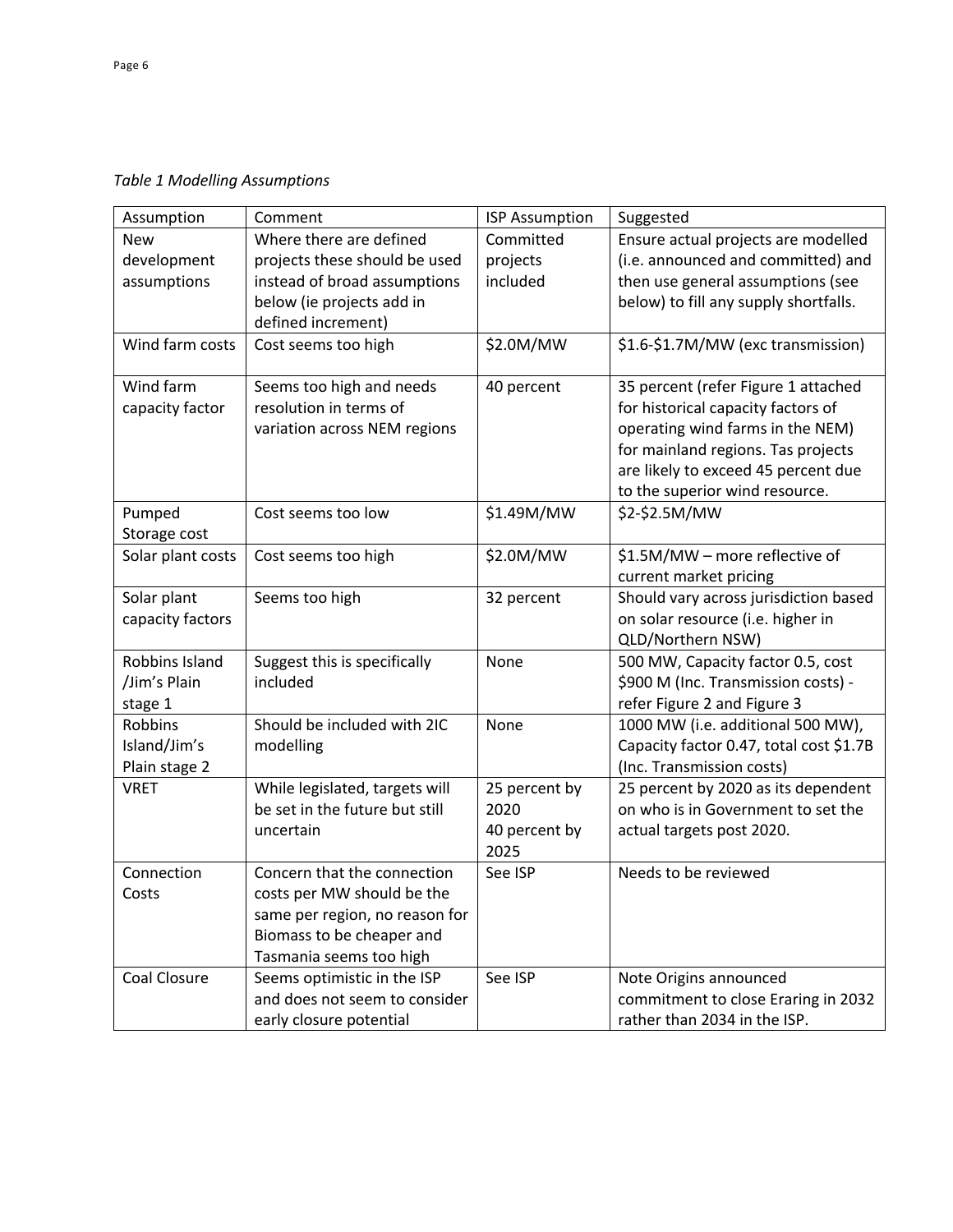*Table 1 Modelling Assumptions*

| Assumption | Comment | ISP Assumption | Suggested |
|---|---|---|---|
| New development assumptions | Where there are defined projects these should be used instead of broad assumptions below (ie projects add in defined increment) | Committed projects included | Ensure actual projects are modelled (i.e. announced and committed) and then use general assumptions (see below) to fill any supply shortfalls. |
| Wind farm costs | Cost seems too high | \$2.0M/MW | \$1.6-\$1.7M/MW (exc transmission) |
| Wind farm capacity factor | Seems too high and needs resolution in terms of variation across NEM regions | 40 percent | 35 percent (refer Figure 1 attached for historical capacity factors of operating wind farms in the NEM) for mainland regions. Tas projects are likely to exceed 45 percent due to the superior wind resource. |
| Pumped Storage cost | Cost seems too low | \$1.49M/MW | \$2-\$2.5M/MW |
| Solar plant costs | Cost seems too high | \$2.0M/MW | \$1.5M/MW – more reflective of current market pricing |
| Solar plant capacity factors | Seems too high | 32 percent | Should vary across jurisdiction based on solar resource (i.e. higher in QLD/Northern NSW) |
| Robbins Island /Jim's Plain stage 1 | Suggest this is specifically included | None | 500 MW, Capacity factor 0.5, cost \$900 M (Inc. Transmission costs) - refer Figure 2 and Figure 3 |
| Robbins Island/Jim's Plain stage 2 | Should be included with 2IC modelling | None | 1000 MW (i.e. additional 500 MW), Capacity factor 0.47, total cost \$1.7B (Inc. Transmission costs) |
| VRET | While legislated, targets will be set in the future but still uncertain | 25 percent by 2020 40 percent by 2025 | 25 percent by 2020 as its dependent on who is in Government to set the actual targets post 2020. |
| Connection Costs | Concern that the connection costs per MW should be the same per region, no reason for Biomass to be cheaper and Tasmania seems too high | See ISP | Needs to be reviewed |
| Coal Closure | Seems optimistic in the ISP and does not seem to consider early closure potential | See ISP | Note Origins announced commitment to close Eraring in 2032 rather than 2034 in the ISP. |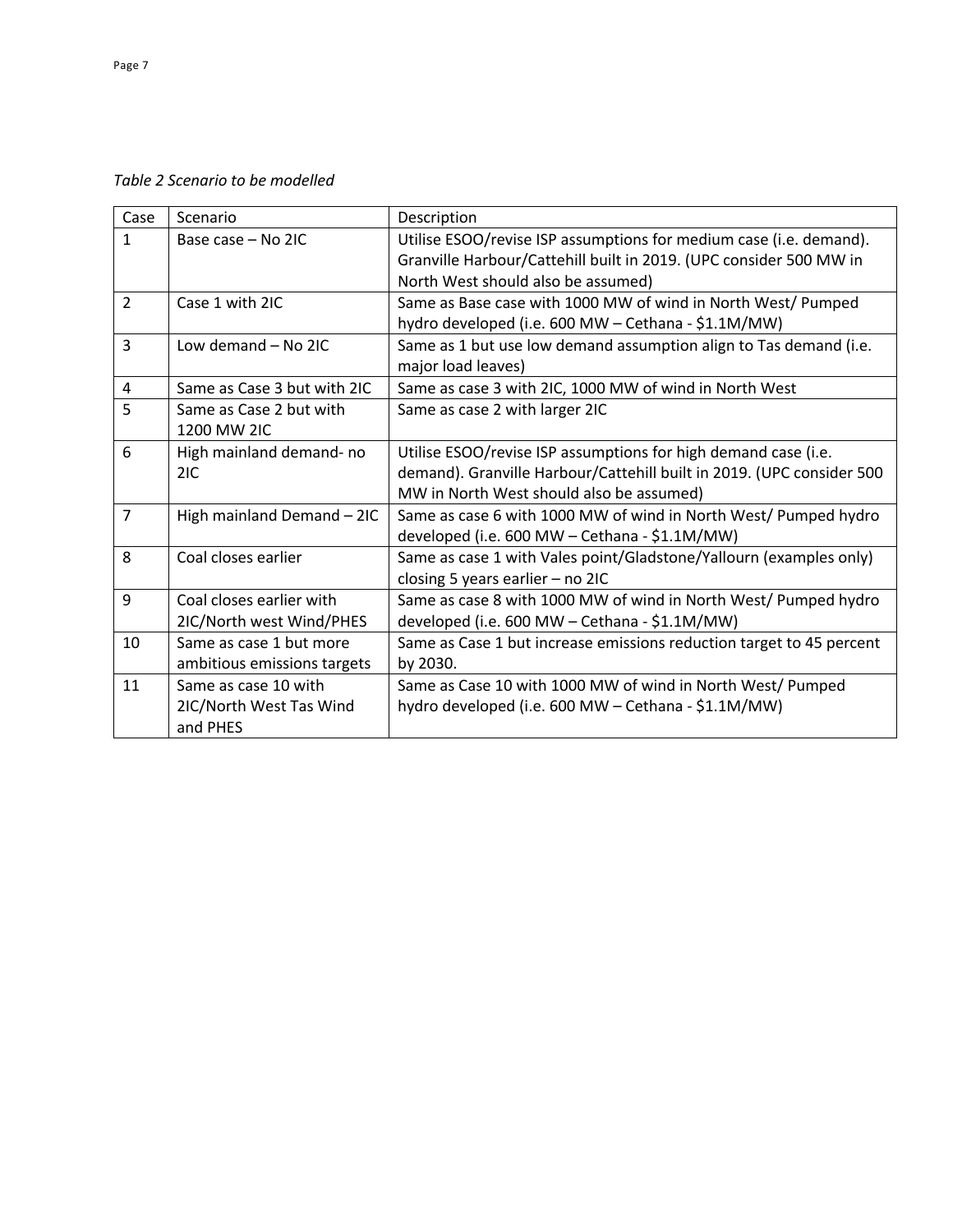*Table 2 Scenario to be modelled*

| Case | Scenario | Description |
|---|---|---|
| 1 | Base case – No 2IC | Utilise ESOO/revise ISP assumptions for medium case (i.e. demand). Granville Harbour/Cattehill built in 2019. (UPC consider 500 MW in North West should also be assumed) |
| 2 | Case 1 with 2IC | Same as Base case with 1000 MW of wind in North West/ Pumped hydro developed (i.e. 600 MW – Cethana - $1.1M/MW) |
| 3 | Low demand – No 2IC | Same as 1 but use low demand assumption align to Tas demand (i.e. major load leaves) |
| 4 | Same as Case 3 but with 2IC | Same as case 3 with 2IC, 1000 MW of wind in North West |
| 5 | Same as Case 2 but with 1200 MW 2IC | Same as case 2 with larger 2IC |
| 6 | High mainland demand- no 2IC | Utilise ESOO/revise ISP assumptions for high demand case (i.e. demand). Granville Harbour/Cattehill built in 2019. (UPC consider 500 MW in North West should also be assumed) |
| 7 | High mainland Demand – 2IC | Same as case 6 with 1000 MW of wind in North West/ Pumped hydro developed (i.e. 600 MW – Cethana - $1.1M/MW) |
| 8 | Coal closes earlier | Same as case 1 with Vales point/Gladstone/Yallourn (examples only) closing 5 years earlier – no 2IC |
| 9 | Coal closes earlier with 2IC/North west Wind/PHES | Same as case 8 with 1000 MW of wind in North West/ Pumped hydro developed (i.e. 600 MW – Cethana - $1.1M/MW) |
| 10 | Same as case 1 but more ambitious emissions targets | Same as Case 1 but increase emissions reduction target to 45 percent by 2030. |
| 11 | Same as case 10 with 2IC/North West Tas Wind and PHES | Same as Case 10 with 1000 MW of wind in North West/ Pumped hydro developed (i.e. 600 MW – Cethana - $1.1M/MW) |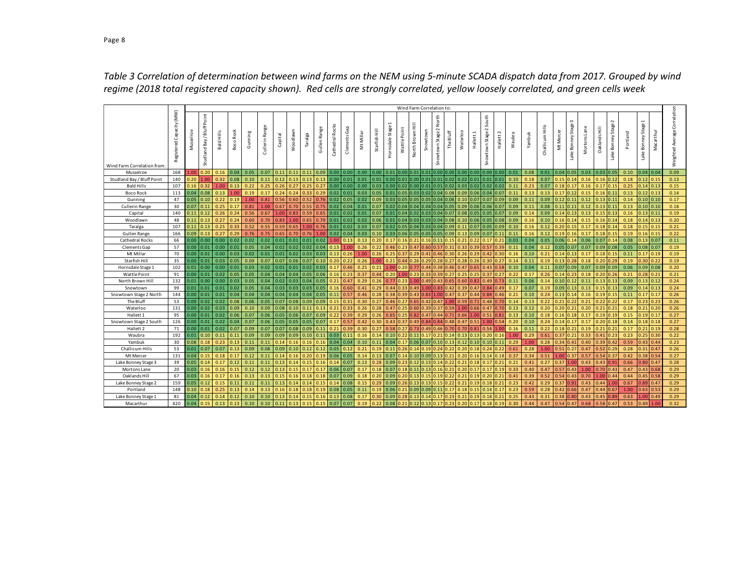*Table 3 Correlation of determination between wind farms on the NEM using 5-minute SCADA dispatch data from 2017. Grouped by wind regime (2018 total registered capacity shown). Red cells are strongly correlated, yellow loosely correlated, and green cells week*

| Wind Farm Correlation from: | Registered Capacity (MW) | Wind Farm Correlation to: | | | | | | | | | | | | | | | | | | | | | | | | | | | | | | | | | | | Weighted Average Correlation |
|---|---|---|---|---|---|---|---|---|---|---|---|---|---|---|---|---|---|---|---|---|---|---|---|---|---|---|---|---|---|---|---|---|---|---|---|---|---|
| | | Musselroe | Studland Bay / Bluff Point | Bald Hills | Boco Rock | Gunning | Cullerin Range | Capital | Woodlawn | Taralga | Gullen Range | Cathedral Rocks | Clements Gap | Mt Millar | Starfish Hill | Hornsdale Stage 1 | Wattle Point | North Brown Hill | Snowtown | Snowtown Stage 2 North | The Bluff | Waterloo | Hallett 1 | Snowtown Stage 2 South | Hallett 2 | Waubra | Yambuk | Challicum Hills | Mt Mercer | Lake Bonney Stage 3 | Mortons Lane | Oaklands Hill | Lake Bonney Stage 2 | Portland | Lake Bonney Stage 1 | Macarthur | |
| Musselroe | 168 | 1.00 | 0.20 | 0.16 | 0.04 | 0.05 | 0.07 | 0.11 | 0.11 | 0.11 | 0.09 | 0.00 | 0.00 | 0.00 | 0.00 | 0.01 | 0.00 | 0.01 | 0.01 | 0.00 | 0.00 | 0.00 | 0.00 | 0.00 | 0.00 | 0.01 | 0.08 | 0.01 | 0.04 | 0.05 | 0.03 | 0.03 | 0.05 | 0.10 | 0.04 | 0.04 | 0.09 |
| Studland Bay / Bluff Point | 140 | 0.20 | 1.00 | 0.32 | 0.08 | 0.10 | 0.11 | 0.12 | 0.13 | 0.13 | 0.13 | 0.00 | 0.01 | 0.01 | 0.01 | 0.00 | 0.01 | 0.00 | 0.01 | 0.01 | 0.02 | 0.02 | 0.01 | 0.01 | 0.01 | 0.10 | 0.18 | 0.07 | 0.15 | 0.14 | 0.16 | 0.16 | 0.12 | 0.18 | 0.12 | 0.15 | 0.13 |
| Bald Hills | 107 | 0.16 | 0.32 | 1.00 | 0.13 | 0.22 | 0.25 | 0.26 | 0.27 | 0.25 | 0.27 | 0.00 | 0.00 | 0.00 | 0.03 | 0.00 | 0.02 | 0.00 | 0.01 | 0.01 | 0.02 | 0.03 | 0.02 | 0.02 | 0.02 | 0.11 | 0.23 | 0.07 | 0.18 | 0.17 | 0.16 | 0.17 | 0.15 | 0.25 | 0.14 | 0.13 | 0.15 |
| Boco Rock | 113 | 0.04 | 0.08 | 0.13 | 1.00 | 0.19 | 0.17 | 0.24 | 0.24 | 0.33 | 0.29 | 0.02 | 0.01 | 0.03 | 0.05 | 0.01 | 0.05 | 0.03 | 0.02 | 0.04 | 0.08 | 0.09 | 0.06 | 0.04 | 0.07 | 0.11 | 0.13 | 0.13 | 0.17 | 0.12 | 0.15 | 0.16 | 0.11 | 0.13 | 0.12 | 0.13 | 0.14 |
| Gunning | 47 | 0.05 | 0.10 | 0.22 | 0.19 | 1.00 | 0.81 | 0.56 | 0.60 | 0.52 | 0.76 | 0.02 | 0.05 | 0.02 | 0.09 | 0.03 | 0.05 | 0.05 | 0.05 | 0.04 | 0.06 | 0.10 | 0.07 | 0.07 | 0.09 | 0.09 | 0.11 | 0.09 | 0.12 | 0.11 | 0.12 | 0.13 | 0.11 | 0.14 | 0.10 | 0.10 | 0.17 |
| Cullerin Range | 30 | 0.07 | 0.11 | 0.25 | 0.17 | 0.81 | 1.00 | 0.67 | 0.70 | 0.55 | 0.75 | 0.02 | 0.04 | 0.01 | 0.07 | 0.02 | 0.04 | 0.04 | 0.04 | 0.04 | 0.05 | 0.09 | 0.06 | 0.06 | 0.07 | 0.09 | 0.11 | 0.08 | 0.11 | 0.11 | 0.12 | 0.13 | 0.11 | 0.13 | 0.10 | 0.10 | 0.18 |
| Capital | 140 | 0.11 | 0.12 | 0.26 | 0.24 | 0.56 | 0.67 | 1.00 | 0.83 | 0.59 | 0.65 | 0.01 | 0.02 | 0.01 | 0.07 | 0.01 | 0.04 | 0.03 | 0.03 | 0.04 | 0.07 | 0.08 | 0.05 | 0.05 | 0.07 | 0.09 | 0.14 | 0.09 | 0.14 | 0.13 | 0.13 | 0.15 | 0.13 | 0.16 | 0.13 | 0.11 | 0.19 |
| Woodlawn | 48 | 0.11 | 0.13 | 0.27 | 0.24 | 0.60 | 0.70 | 0.83 | 1.00 | 0.65 | 0.70 | 0.01 | 0.02 | 0.02 | 0.06 | 0.01 | 0.04 | 0.03 | 0.03 | 0.04 | 0.08 | 0.10 | 0.06 | 0.05 | 0.08 | 0.09 | 0.16 | 0.10 | 0.16 | 0.14 | 0.15 | 0.16 | 0.14 | 0.18 | 0.14 | 0.13 | 0.20 |
| Taralga | 107 | 0.11 | 0.13 | 0.25 | 0.33 | 0.52 | 0.55 | 0.59 | 0.65 | 1.00 | 0.76 | 0.01 | 0.02 | 0.02 | 0.03 | 0.02 | 0.05 | 0.04 | 0.03 | 0.04 | 0.09 | 0.11 | 0.07 | 0.05 | 0.09 | 0.10 | 0.16 | 0.12 | 0.20 | 0.15 | 0.17 | 0.18 | 0.14 | 0.18 | 0.15 | 0.15 | 0.21 |
| Gullen Range | 166 | 0.09 | 0.13 | 0.27 | 0.29 | 0.76 | 0.75 | 0.65 | 0.70 | 0.76 | 1.00 | 0.02 | 0.04 | 0.03 | 0.10 | 0.03 | 0.06 | 0.05 | 0.05 | 0.05 | 0.09 | 0.13 | 0.09 | 0.07 | 0.11 | 0.11 | 0.16 | 0.12 | 0.19 | 0.16 | 0.17 | 0.18 | 0.15 | 0.19 | 0.16 | 0.15 | 0.22 |
| Cathedral Rocks | 66 | 0.00 | 0.00 | 0.00 | 0.02 | 0.02 | 0.02 | 0.01 | 0.01 | 0.01 | 0.02 | 1.00 | 0.13 | 0.13 | 0.20 | 0.17 | 0.16 | 0.21 | 0.16 | 0.11 | 0.15 | 0.21 | 0.22 | 0.17 | 0.21 | 0.03 | 0.04 | 0.05 | 0.06 | 0.14 | 0.06 | 0.07 | 0.14 | 0.08 | 0.13 | 0.07 | 0.11 |
| Clements Gap | 57 | 0.00 | 0.01 | 0.00 | 0.01 | 0.05 | 0.04 | 0.02 | 0.02 | 0.02 | 0.04 | 0.13 | 1.00 | 0.26 | 0.22 | 0.46 | 0.23 | 0.47 | 0.60 | 0.57 | 0.31 | 0.33 | 0.39 | 0.57 | 0.39 | 0.11 | 0.04 | 0.12 | 0.05 | 0.07 | 0.07 | 0.09 | 0.08 | 0.05 | 0.08 | 0.07 | 0.19 |
| Mt Millar | 70 | 0.00 | 0.01 | 0.00 | 0.03 | 0.02 | 0.01 | 0.01 | 0.02 | 0.03 | 0.03 | 0.13 | 0.26 | 1.00 | 0.26 | 0.25 | 0.37 | 0.29 | 0.41 | 0.46 | 0.30 | 0.26 | 0.29 | 0.42 | 0.30 | 0.16 | 0.10 | 0.21 | 0.14 | 0.13 | 0.17 | 0.18 | 0.15 | 0.11 | 0.17 | 0.19 | 0.19 |
| Starfish Hill | 35 | 0.00 | 0.01 | 0.03 | 0.05 | 0.09 | 0.07 | 0.07 | 0.06 | 0.07 | 0.10 | 0.20 | 0.22 | 0.26 | 1.00 | 0.21 | 0.44 | 0.26 | 0.29 | 0.28 | 0.27 | 0.28 | 0.26 | 0.30 | 0.27 | 0.14 | 0.11 | 0.19 | 0.13 | 0.28 | 0.18 | 0.20 | 0.29 | 0.19 | 0.30 | 0.22 | 0.19 |
| Hornsdale Stage 1 | 102 | 0.01 | 0.00 | 0.00 | 0.01 | 0.03 | 0.02 | 0.01 | 0.01 | 0.02 | 0.03 | 0.17 | 0.46 | 0.25 | 0.21 | 1.00 | 0.20 | 0.77 | 0.44 | 0.38 | 0.46 | 0.47 | 0.65 | 0.43 | 0.58 | 0.10 | 0.04 | 0.11 | 0.07 | 0.09 | 0.07 | 0.09 | 0.09 | 0.06 | 0.09 | 0.08 | 0.20 |
| Wattle Point | 91 | 0.00 | 0.01 | 0.02 | 0.05 | 0.05 | 0.04 | 0.04 | 0.04 | 0.05 | 0.06 | 0.16 | 0.23 | 0.37 | 0.44 | 0.20 | 1.00 | 0.23 | 0.33 | 0.39 | 0.27 | 0.25 | 0.25 | 0.37 | 0.27 | 0.22 | 0.17 | 0.26 | 0.14 | 0.23 | 0.18 | 0.20 | 0.26 | 0.21 | 0.28 | 0.21 | 0.21 |
| North Brown Hill | 132 | 0.01 | 0.00 | 0.00 | 0.03 | 0.05 | 0.04 | 0.02 | 0.03 | 0.04 | 0.05 | 0.21 | 0.47 | 0.29 | 0.26 | 0.77 | 0.23 | 1.00 | 0.49 | 0.43 | 0.65 | 0.60 | 0.82 | 0.49 | 0.73 | 0.11 | 0.06 | 0.14 | 0.10 | 0.12 | 0.11 | 0.13 | 0.13 | 0.09 | 0.13 | 0.12 | 0.24 |
| Snowtown | 99 | 0.01 | 0.01 | 0.01 | 0.02 | 0.05 | 0.04 | 0.03 | 0.03 | 0.03 | 0.05 | 0.16 | 0.60 | 0.41 | 0.29 | 0.44 | 0.33 | 0.49 | 1.00 | 0.83 | 0.42 | 0.39 | 0.47 | 0.84 | 0.49 | 0.17 | 0.07 | 0.19 | 0.09 | 0.13 | 0.13 | 0.15 | 0.13 | 0.09 | 0.14 | 0.13 | 0.24 |
| Snowtown Stage 2 North | 144 | 0.00 | 0.01 | 0.01 | 0.04 | 0.04 | 0.04 | 0.04 | 0.04 | 0.04 | 0.05 | 0.11 | 0.57 | 0.46 | 0.28 | 0.38 | 0.39 | 0.43 | 0.83 | 1.00 | 0.47 | 0.37 | 0.44 | 0.84 | 0.46 | 0.21 | 0.10 | 0.24 | 0.13 | 0.14 | 0.16 | 0.19 | 0.15 | 0.11 | 0.17 | 0.17 | 0.26 |
| The Bluff | 53 | 0.00 | 0.02 | 0.02 | 0.08 | 0.06 | 0.05 | 0.07 | 0.08 | 0.09 | 0.09 | 0.15 | 0.31 | 0.30 | 0.27 | 0.46 | 0.27 | 0.65 | 0.42 | 0.47 | 1.00 | 0.59 | 0.71 | 0.48 | 0.70 | 0.14 | 0.13 | 0.22 | 0.21 | 0.22 | 0.21 | 0.22 | 0.22 | 0.17 | 0.23 | 0.23 | 0.26 |
| Waterloo | 131 | 0.00 | 0.02 | 0.03 | 0.09 | 0.10 | 0.09 | 0.08 | 0.10 | 0.11 | 0.13 | 0.21 | 0.33 | 0.26 | 0.28 | 0.47 | 0.25 | 0.60 | 0.39 | 0.37 | 0.59 | 1.00 | 0.66 | 0.47 | 0.70 | 0.13 | 0.12 | 0.20 | 0.20 | 0.21 | 0.20 | 0.21 | 0.21 | 0.18 | 0.21 | 0.20 | 0.26 |
| Hallett 1 | 95 | 0.00 | 0.01 | 0.02 | 0.06 | 0.07 | 0.06 | 0.05 | 0.06 | 0.07 | 0.09 | 0.22 | 0.39 | 0.29 | 0.26 | 0.65 | 0.25 | 0.82 | 0.47 | 0.44 | 0.71 | 0.66 | 1.00 | 0.51 | 0.81 | 0.13 | 0.10 | 0.18 | 0.16 | 0.18 | 0.17 | 0.19 | 0.19 | 0.15 | 0.19 | 0.17 | 0.27 |
| Snowtown Stage 2 South | 126 | 0.00 | 0.01 | 0.02 | 0.04 | 0.07 | 0.06 | 0.05 | 0.05 | 0.05 | 0.07 | 0.17 | 0.57 | 0.42 | 0.30 | 0.43 | 0.37 | 0.49 | 0.84 | 0.84 | 0.48 | 0.47 | 0.51 | 1.00 | 0.54 | 0.20 | 0.10 | 0.24 | 0.14 | 0.17 | 0.17 | 0.20 | 0.18 | 0.14 | 0.18 | 0.18 | 0.27 |
| Hallett 2 | 71 | 0.00 | 0.01 | 0.02 | 0.07 | 0.09 | 0.07 | 0.07 | 0.08 | 0.09 | 0.11 | 0.21 | 0.39 | 0.30 | 0.27 | 0.58 | 0.27 | 0.73 | 0.49 | 0.46 | 0.70 | 0.70 | 0.81 | 0.54 | 1.00 | 0.16 | 0.11 | 0.22 | 0.18 | 0.21 | 0.19 | 0.21 | 0.21 | 0.17 | 0.21 | 0.19 | 0.28 |
| Waubra | 192 | 0.01 | 0.10 | 0.11 | 0.11 | 0.09 | 0.09 | 0.09 | 0.09 | 0.10 | 0.11 | 0.03 | 0.11 | 0.16 | 0.14 | 0.10 | 0.22 | 0.11 | 0.17 | 0.21 | 0.14 | 0.13 | 0.13 | 0.20 | 0.16 | 1.00 | 0.29 | 0.61 | 0.37 | 0.21 | 0.33 | 0.41 | 0.23 | 0.23 | 0.25 | 0.30 | 0.22 |
| Yambuk | 30 | 0.08 | 0.18 | 0.23 | 0.13 | 0.11 | 0.11 | 0.14 | 0.16 | 0.16 | 0.16 | 0.04 | 0.04 | 0.10 | 0.11 | 0.04 | 0.17 | 0.06 | 0.07 | 0.10 | 0.13 | 0.12 | 0.10 | 0.10 | 0.11 | 0.29 | 1.00 | 0.28 | 0.34 | 0.41 | 0.40 | 0.39 | 0.42 | 0.59 | 0.43 | 0.44 | 0.23 |
| Challicum Hills | 53 | 0.01 | 0.07 | 0.07 | 0.13 | 0.09 | 0.08 | 0.09 | 0.10 | 0.12 | 0.12 | 0.05 | 0.12 | 0.21 | 0.19 | 0.11 | 0.26 | 0.14 | 0.19 | 0.24 | 0.22 | 0.20 | 0.18 | 0.24 | 0.22 | 0.61 | 0.28 | 1.00 | 0.51 | 0.27 | 0.47 | 0.52 | 0.29 | 0.28 | 0.31 | 0.47 | 0.26 |
| Mt Mercer | 131 | 0.04 | 0.15 | 0.18 | 0.17 | 0.12 | 0.11 | 0.14 | 0.16 | 0.20 | 0.19 | 0.06 | 0.05 | 0.14 | 0.13 | 0.07 | 0.14 | 0.10 | 0.09 | 0.13 | 0.21 | 0.20 | 0.16 | 0.14 | 0.18 | 0.37 | 0.34 | 0.51 | 1.00 | 0.37 | 0.57 | 0.54 | 0.37 | 0.42 | 0.38 | 0.54 | 0.27 |
| Lake Bonney Stage 3 | 39 | 0.05 | 0.14 | 0.17 | 0.12 | 0.11 | 0.11 | 0.13 | 0.14 | 0.15 | 0.16 | 0.14 | 0.07 | 0.13 | 0.28 | 0.09 | 0.23 | 0.12 | 0.13 | 0.14 | 0.22 | 0.21 | 0.18 | 0.17 | 0.21 | 0.21 | 0.41 | 0.27 | 0.37 | 1.00 | 0.43 | 0.43 | 0.91 | 0.66 | 0.80 | 0.47 | 0.28 |
| Mortons Lane | 20 | 0.03 | 0.16 | 0.16 | 0.15 | 0.12 | 0.12 | 0.13 | 0.15 | 0.17 | 0.17 | 0.06 | 0.07 | 0.17 | 0.18 | 0.07 | 0.18 | 0.11 | 0.13 | 0.16 | 0.21 | 0.20 | 0.17 | 0.17 | 0.19 | 0.33 | 0.40 | 0.47 | 0.57 | 0.43 | 1.00 | 0.70 | 0.43 | 0.47 | 0.43 | 0.68 | 0.29 |
| Oaklands Hill | 67 | 0.03 | 0.16 | 0.17 | 0.16 | 0.13 | 0.13 | 0.15 | 0.16 | 0.18 | 0.18 | 0.07 | 0.09 | 0.18 | 0.20 | 0.09 | 0.20 | 0.13 | 0.15 | 0.19 | 0.22 | 0.21 | 0.19 | 0.20 | 0.21 | 0.41 | 0.39 | 0.52 | 0.54 | 0.43 | 0.70 | 1.00 | 0.44 | 0.44 | 0.45 | 0.58 | 0.29 |
| Lake Bonney Stage 2 | 159 | 0.05 | 0.12 | 0.15 | 0.11 | 0.11 | 0.11 | 0.13 | 0.14 | 0.14 | 0.15 | 0.14 | 0.08 | 0.15 | 0.29 | 0.09 | 0.26 | 0.13 | 0.13 | 0.15 | 0.22 | 0.21 | 0.19 | 0.18 | 0.21 | 0.23 | 0.42 | 0.29 | 0.37 | 0.91 | 0.43 | 0.44 | 1.00 | 0.67 | 0.89 | 0.47 | 0.29 |
| Portland | 148 | 0.10 | 0.18 | 0.25 | 0.13 | 0.14 | 0.13 | 0.16 | 0.18 | 0.18 | 0.19 | 0.08 | 0.05 | 0.11 | 0.19 | 0.06 | 0.21 | 0.09 | 0.09 | 0.11 | 0.17 | 0.18 | 0.15 | 0.14 | 0.17 | 0.23 | 0.59 | 0.28 | 0.42 | 0.66 | 0.47 | 0.44 | 0.67 | 1.00 | 0.63 | 0.53 | 0.29 |
| Lake Bonney Stage 1 | 81 | 0.04 | 0.12 | 0.14 | 0.12 | 0.10 | 0.10 | 0.13 | 0.14 | 0.15 | 0.16 | 0.13 | 0.08 | 0.17 | 0.30 | 0.09 | 0.28 | 0.13 | 0.14 | 0.17 | 0.23 | 0.21 | 0.19 | 0.18 | 0.21 | 0.25 | 0.43 | 0.31 | 0.38 | 0.80 | 0.43 | 0.45 | 0.89 | 0.63 | 1.00 | 0.49 | 0.29 |
| Macarthur | 420 | 0.04 | 0.15 | 0.13 | 0.13 | 0.10 | 0.10 | 0.11 | 0.13 | 0.15 | 0.15 | 0.07 | 0.07 | 0.19 | 0.22 | 0.08 | 0.21 | 0.12 | 0.13 | 0.17 | 0.23 | 0.20 | 0.17 | 0.18 | 0.19 | 0.30 | 0.44 | 0.47 | 0.54 | 0.47 | 0.68 | 0.58 | 0.47 | 0.53 | 0.49 | 1.00 | 0.32 |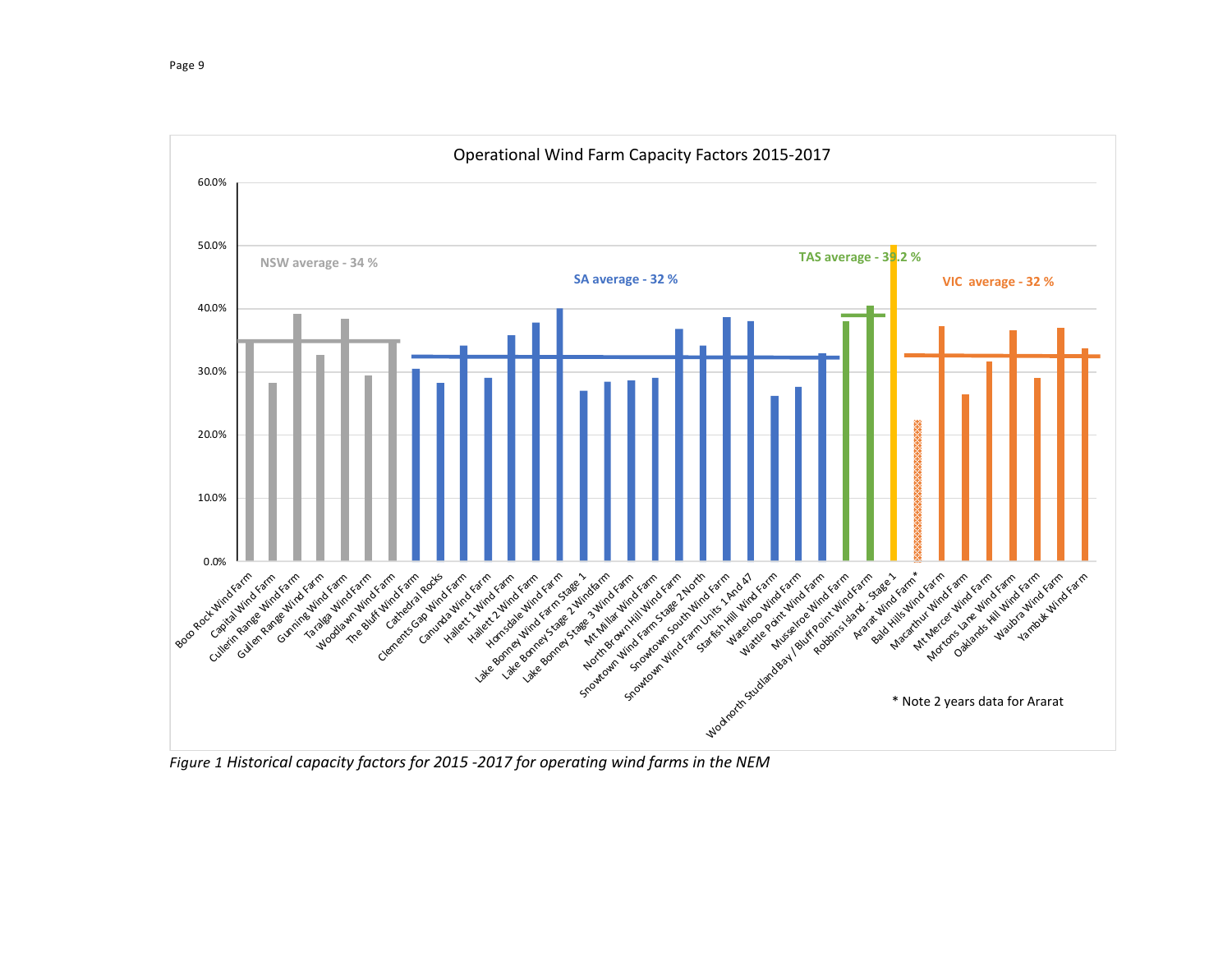Operational Wind Farm Capacity Factors 2015-2017

NSW average - 34 %

SA average - 32 %

TAS average - 39.2 %

VIC average - 32 %

* Note 2 years data for Ararat

*Figure 1 Historical capacity factors for 2015 -2017 for operating wind farms in the NEM*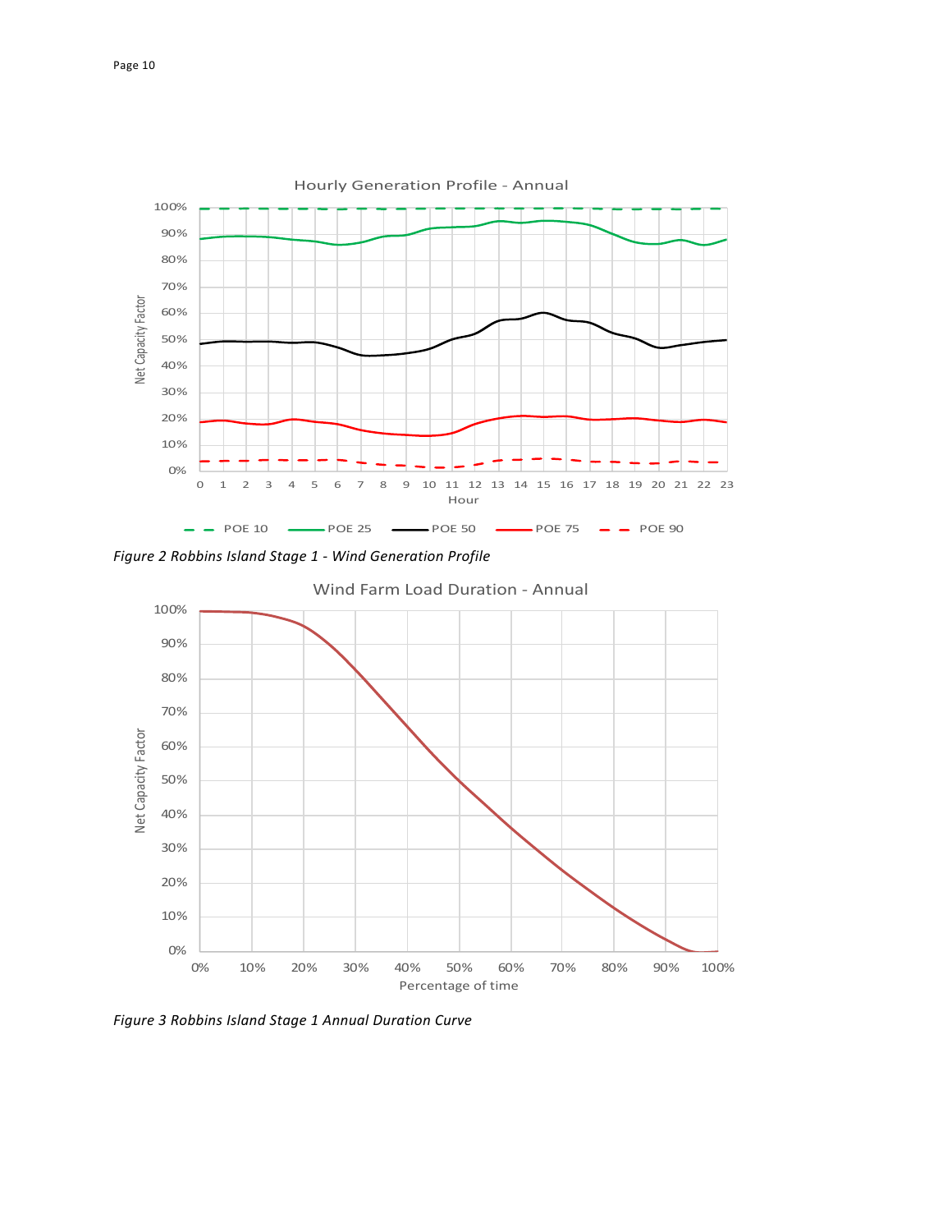Hourly Generation Profile - Annual

100%
90%
80%
70%
60%
50%
40%
30%
20%
10%
0%

Net Capacity Factor

0 1 2 3 4 5 6 7 8 9 10 11 12 13 14 15 16 17 18 19 20 21 22 23

Hour

POE 10 POE 25 POE 50 POE 75 POE 90

*Figure 2 Robbins Island Stage 1 - Wind Generation Profile*

Wind Farm Load Duration - Annual

100%
90%
80%
70%
60%
50%
40%
30%
20%
10%
0%

Net Capacity Factor

0% 10% 20% 30% 40% 50% 60% 70% 80% 90% 100%

Percentage of time

*Figure 3 Robbins Island Stage 1 Annual Duration Curve*